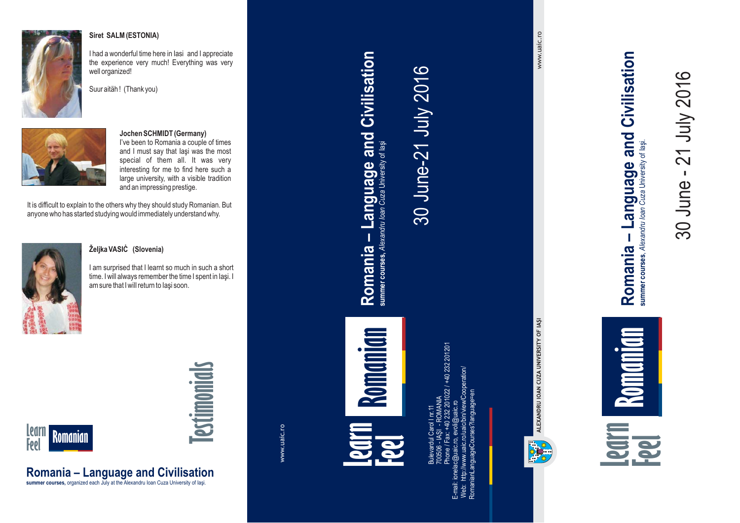**Siret SALM (ESTONIA)**

I had a wonderful time here in Iasi and I appreciate the experience very much! Everything was very well organized!

Suur aitäh ! (Thank you)

**Jochen SCHMIDT (Germany)**

I've been to Romania a couple of times and I must say that Iaşi was the most special of them all. It was very interesting for me to find here such a large university, with a visible tradition and an impressing prestige.

It is difficult to explain to the others why they should study Romanian. But anyone who has started studying would immediately understand why.

**Željka VASIĊ (Slovenia)**

I am surprised that I learnt so much in such a short time. I will always remember the time I spent in Iaşi. I am sure that I will return to Iaşi soon.

# Testimonials

Learn Feel Romanian

## Romania – Language and Civilisation

**summer courses,** organized each July at the Alexandru Ioan Cuza University of Iaşi.

www.uaic.ro

Learn Feel Romanian

## Romania – Language and Civilisation

**summer courses**, *Alexandru Ioan Cuza* University of Iaşi

30 June-21 July 2016

Bulevardul Carol I nr.11
700506 - IAŞI - ROMANIA
Phone / Fax: +40 232 201022 / +40 232 201201
E-mail: ionelac@uaic.ro, evoli@uaic.ro
Web: http://www.uaic.ro/uaic/bin/view/Cooperation/RomanianLanguageCourses?language=en

ALEXANDRU IOAN CUZA UNIVERSITY OF IAŞI

www.uaic.ro

Learn Feel Romanian

## Romania – Language and Civilisation

**summer courses**, *Alexandru Ioan Cuza* University of Iaşi.

30 June - 21 July 2016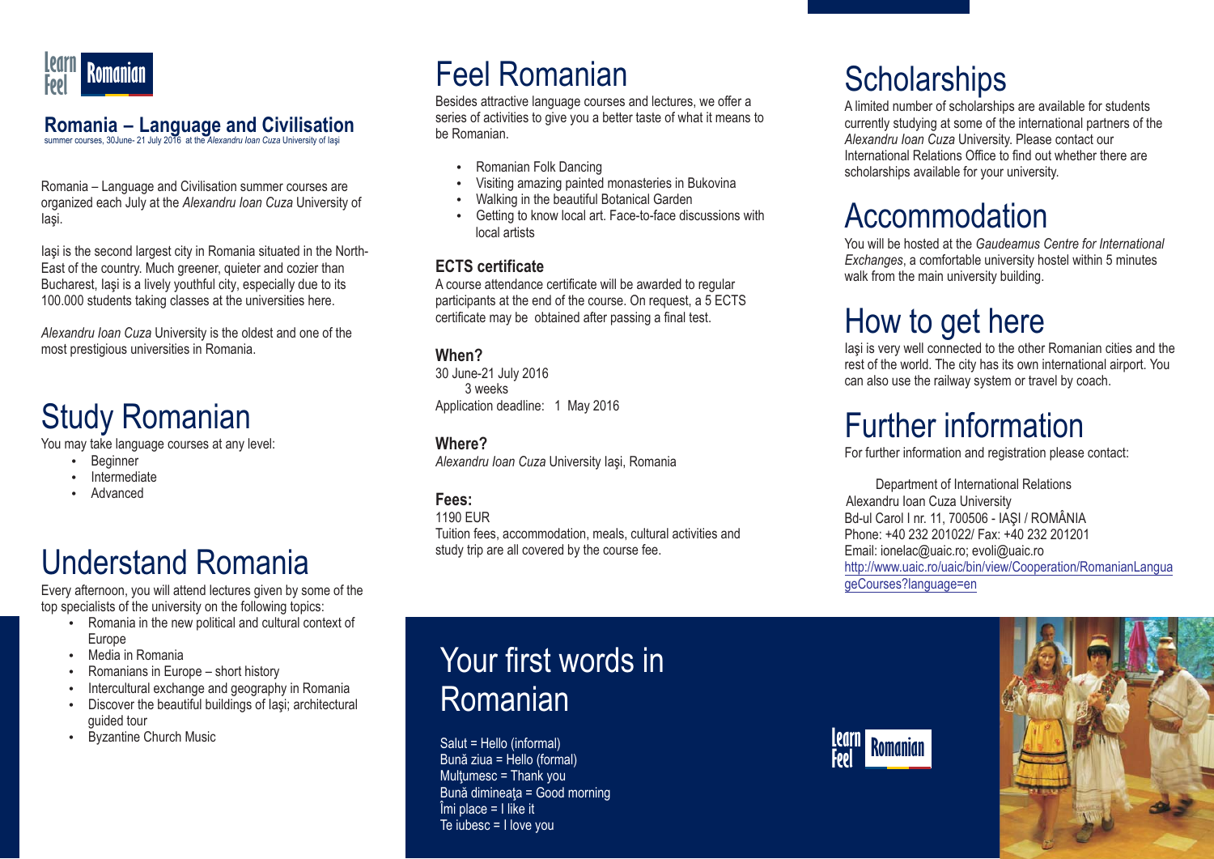Learn Feel Romanian

## Romania – Language and Civilisation

summer courses, 30June- 21 July 2016 at the *Alexandru Ioan Cuza* University of Iaşi

Romania – Language and Civilisation summer courses are organized each July at the *Alexandru Ioan Cuza* University of Iaşi.

Iaşi is the second largest city in Romania situated in the North-East of the country. Much greener, quieter and cozier than Bucharest, Iaşi is a lively youthful city, especially due to its 100.000 students taking classes at the universities here.

*Alexandru Ioan Cuza* University is the oldest and one of the most prestigious universities in Romania.

# Study Romanian

You may take language courses at any level:

- Beginner
- Intermediate
- Advanced

# Understand Romania

Every afternoon, you will attend lectures given by some of the top specialists of the university on the following topics:

- Romania in the new political and cultural context of Europe
- Media in Romania
- Romanians in Europe – short history
- Intercultural exchange and geography in Romania
- Discover the beautiful buildings of Iaşi; architectural guided tour
- Byzantine Church Music

# Feel Romanian

Besides attractive language courses and lectures, we offer a series of activities to give you a better taste of what it means to be Romanian.

- Romanian Folk Dancing
- Visiting amazing painted monasteries in Bukovina
- Walking in the beautiful Botanical Garden
- Getting to know local art. Face-to-face discussions with local artists

### ECTS certificate

A course attendance certificate will be awarded to regular participants at the end of the course. On request, a 5 ECTS certificate may be obtained after passing a final test.

### When?

30 June-21 July 2016
3 weeks
Application deadline: 1 May 2016

### Where?

*Alexandru Ioan Cuza* University Iaşi, Romania

### Fees:

1190 EUR
Tuition fees, accommodation, meals, cultural activities and study trip are all covered by the course fee.

# Your first words in Romanian

Salut = Hello (informal)
Bună ziua = Hello (formal)
Mulţumesc = Thank you
Bună dimineaţa = Good morning
Îmi place = I like it
Te iubesc = I love you

# Scholarships

A limited number of scholarships are available for students currently studying at some of the international partners of the *Alexandru Ioan Cuza* University. Please contact our International Relations Office to find out whether there are scholarships available for your university.

# Accommodation

You will be hosted at the *Gaudeamus Centre for International Exchanges*, a comfortable university hostel within 5 minutes walk from the main university building.

# How to get here

Iaşi is very well connected to the other Romanian cities and the rest of the world. The city has its own international airport. You can also use the railway system or travel by coach.

# Further information

For further information and registration please contact:

Department of International Relations
Alexandru Ioan Cuza University
Bd-ul Carol I nr. 11, 700506 - IAŞI / ROMÂNIA
Phone: +40 232 201022/ Fax: +40 232 201201
Email: ionelac@uaic.ro; evoli@uaic.ro
http://www.uaic.ro/uaic/bin/view/Cooperation/RomanianLanguageCourses?language=en

Learn Feel Romanian